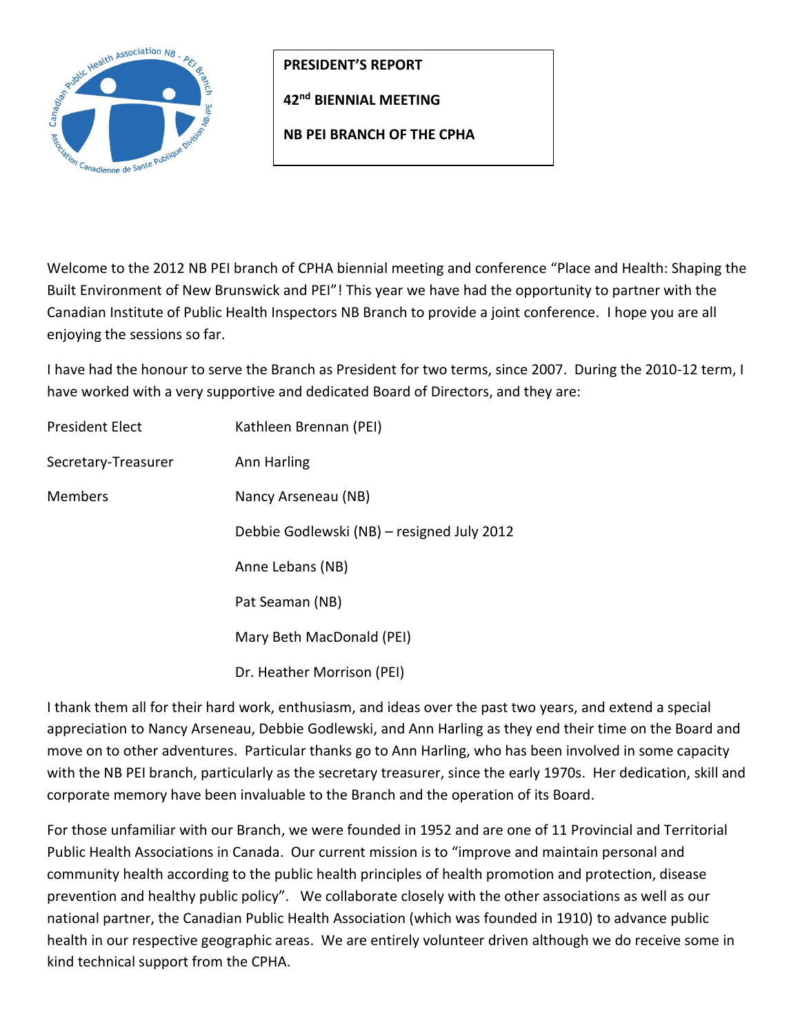**PRESIDENT'S REPORT**

**42nd BIENNIAL MEETING**

**NB PEI BRANCH OF THE CPHA**

Welcome to the 2012 NB PEI branch of CPHA biennial meeting and conference "Place and Health: Shaping the Built Environment of New Brunswick and PEI"! This year we have had the opportunity to partner with the Canadian Institute of Public Health Inspectors NB Branch to provide a joint conference. I hope you are all enjoying the sessions so far.

I have had the honour to serve the Branch as President for two terms, since 2007. During the 2010-12 term, I have worked with a very supportive and dedicated Board of Directors, and they are:

| | |
|---|---|
| President Elect | Kathleen Brennan (PEI) |
| Secretary-Treasurer | Ann Harling |
| Members | Nancy Arseneau (NB) |
| | Debbie Godlewski (NB) – resigned July 2012 |
| | Anne Lebans (NB) |
| | Pat Seaman (NB) |
| | Mary Beth MacDonald (PEI) |
| | Dr. Heather Morrison (PEI) |

I thank them all for their hard work, enthusiasm, and ideas over the past two years, and extend a special appreciation to Nancy Arseneau, Debbie Godlewski, and Ann Harling as they end their time on the Board and move on to other adventures. Particular thanks go to Ann Harling, who has been involved in some capacity with the NB PEI branch, particularly as the secretary treasurer, since the early 1970s. Her dedication, skill and corporate memory have been invaluable to the Branch and the operation of its Board.

For those unfamiliar with our Branch, we were founded in 1952 and are one of 11 Provincial and Territorial Public Health Associations in Canada. Our current mission is to "improve and maintain personal and community health according to the public health principles of health promotion and protection, disease prevention and healthy public policy". We collaborate closely with the other associations as well as our national partner, the Canadian Public Health Association (which was founded in 1910) to advance public health in our respective geographic areas. We are entirely volunteer driven although we do receive some in kind technical support from the CPHA.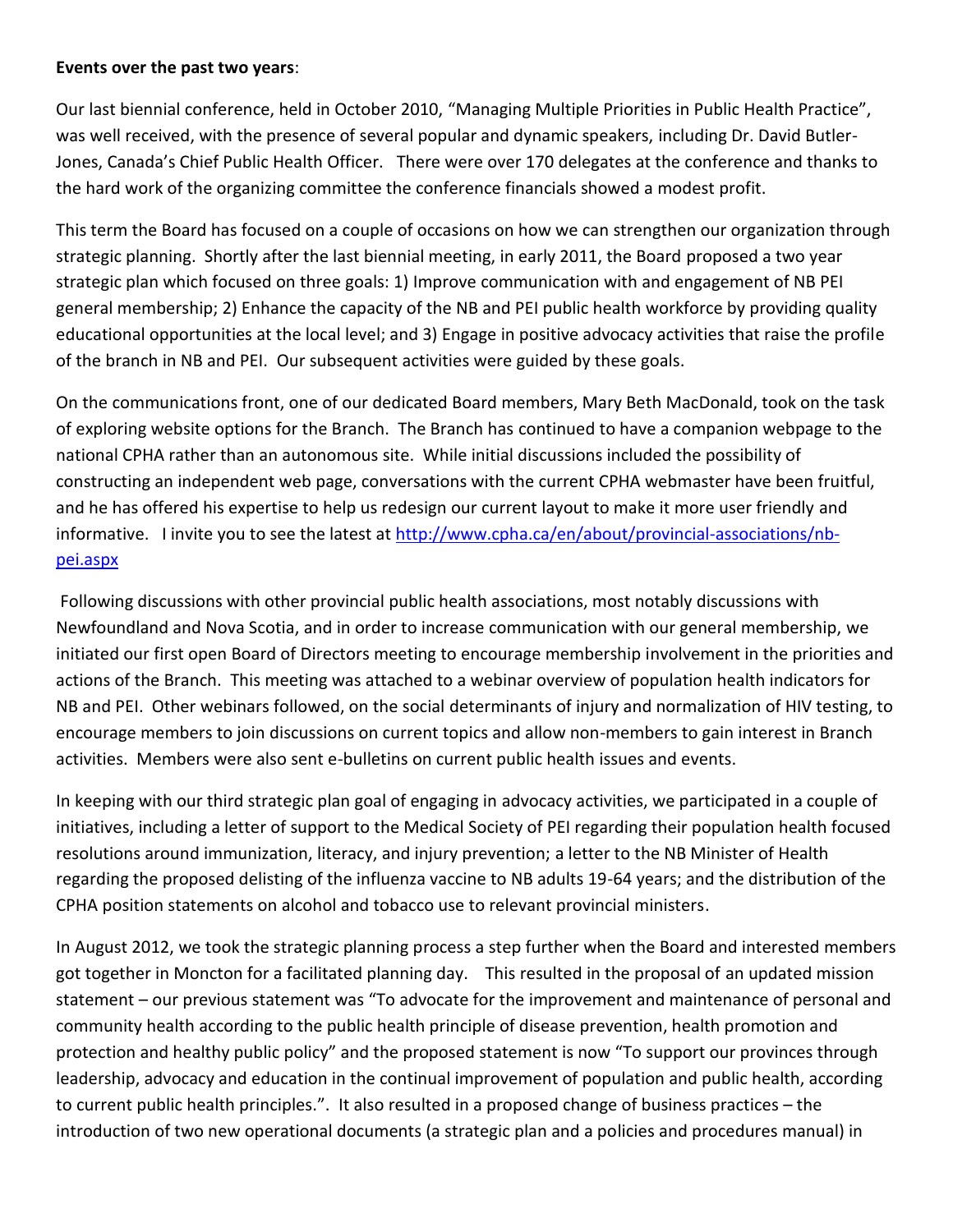**Events over the past two years**:

Our last biennial conference, held in October 2010, "Managing Multiple Priorities in Public Health Practice", was well received, with the presence of several popular and dynamic speakers, including Dr. David Butler-Jones, Canada's Chief Public Health Officer. There were over 170 delegates at the conference and thanks to the hard work of the organizing committee the conference financials showed a modest profit.

This term the Board has focused on a couple of occasions on how we can strengthen our organization through strategic planning. Shortly after the last biennial meeting, in early 2011, the Board proposed a two year strategic plan which focused on three goals: 1) Improve communication with and engagement of NB PEI general membership; 2) Enhance the capacity of the NB and PEI public health workforce by providing quality educational opportunities at the local level; and 3) Engage in positive advocacy activities that raise the profile of the branch in NB and PEI. Our subsequent activities were guided by these goals.

On the communications front, one of our dedicated Board members, Mary Beth MacDonald, took on the task of exploring website options for the Branch. The Branch has continued to have a companion webpage to the national CPHA rather than an autonomous site. While initial discussions included the possibility of constructing an independent web page, conversations with the current CPHA webmaster have been fruitful, and he has offered his expertise to help us redesign our current layout to make it more user friendly and informative. I invite you to see the latest at [http://www.cpha.ca/en/about/provincial-associations/nb-pei.aspx](http://www.cpha.ca/en/about/provincial-associations/nb-pei.aspx)

Following discussions with other provincial public health associations, most notably discussions with Newfoundland and Nova Scotia, and in order to increase communication with our general membership, we initiated our first open Board of Directors meeting to encourage membership involvement in the priorities and actions of the Branch. This meeting was attached to a webinar overview of population health indicators for NB and PEI. Other webinars followed, on the social determinants of injury and normalization of HIV testing, to encourage members to join discussions on current topics and allow non-members to gain interest in Branch activities. Members were also sent e-bulletins on current public health issues and events.

In keeping with our third strategic plan goal of engaging in advocacy activities, we participated in a couple of initiatives, including a letter of support to the Medical Society of PEI regarding their population health focused resolutions around immunization, literacy, and injury prevention; a letter to the NB Minister of Health regarding the proposed delisting of the influenza vaccine to NB adults 19-64 years; and the distribution of the CPHA position statements on alcohol and tobacco use to relevant provincial ministers.

In August 2012, we took the strategic planning process a step further when the Board and interested members got together in Moncton for a facilitated planning day. This resulted in the proposal of an updated mission statement – our previous statement was "To advocate for the improvement and maintenance of personal and community health according to the public health principle of disease prevention, health promotion and protection and healthy public policy" and the proposed statement is now "To support our provinces through leadership, advocacy and education in the continual improvement of population and public health, according to current public health principles.". It also resulted in a proposed change of business practices – the introduction of two new operational documents (a strategic plan and a policies and procedures manual) in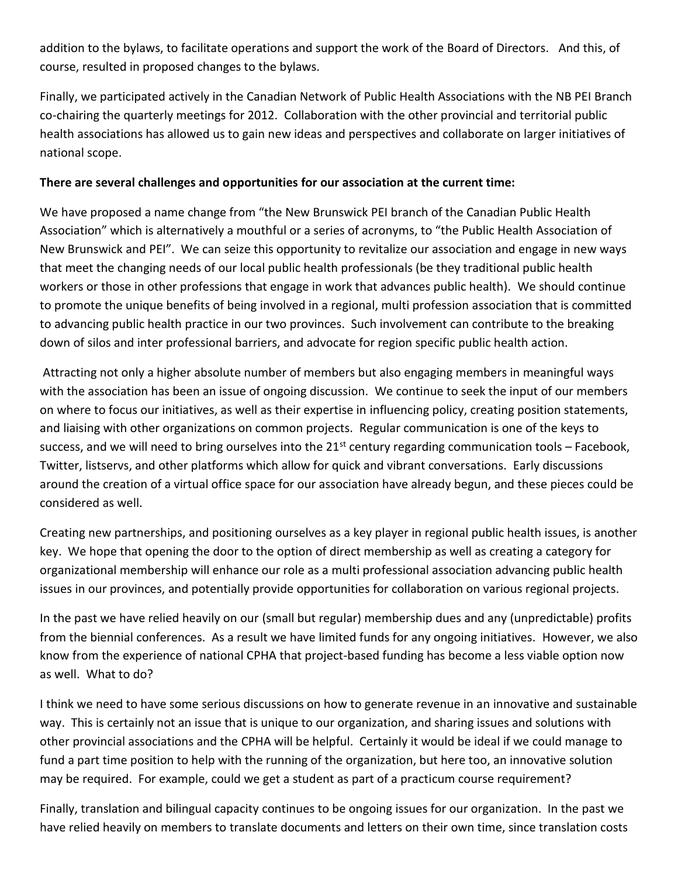addition to the bylaws, to facilitate operations and support the work of the Board of Directors. And this, of course, resulted in proposed changes to the bylaws.

Finally, we participated actively in the Canadian Network of Public Health Associations with the NB PEI Branch co-chairing the quarterly meetings for 2012. Collaboration with the other provincial and territorial public health associations has allowed us to gain new ideas and perspectives and collaborate on larger initiatives of national scope.

**There are several challenges and opportunities for our association at the current time:**

We have proposed a name change from "the New Brunswick PEI branch of the Canadian Public Health Association" which is alternatively a mouthful or a series of acronyms, to "the Public Health Association of New Brunswick and PEI". We can seize this opportunity to revitalize our association and engage in new ways that meet the changing needs of our local public health professionals (be they traditional public health workers or those in other professions that engage in work that advances public health). We should continue to promote the unique benefits of being involved in a regional, multi profession association that is committed to advancing public health practice in our two provinces. Such involvement can contribute to the breaking down of silos and inter professional barriers, and advocate for region specific public health action.

Attracting not only a higher absolute number of members but also engaging members in meaningful ways with the association has been an issue of ongoing discussion. We continue to seek the input of our members on where to focus our initiatives, as well as their expertise in influencing policy, creating position statements, and liaising with other organizations on common projects. Regular communication is one of the keys to success, and we will need to bring ourselves into the 21st century regarding communication tools – Facebook, Twitter, listservs, and other platforms which allow for quick and vibrant conversations. Early discussions around the creation of a virtual office space for our association have already begun, and these pieces could be considered as well.

Creating new partnerships, and positioning ourselves as a key player in regional public health issues, is another key. We hope that opening the door to the option of direct membership as well as creating a category for organizational membership will enhance our role as a multi professional association advancing public health issues in our provinces, and potentially provide opportunities for collaboration on various regional projects.

In the past we have relied heavily on our (small but regular) membership dues and any (unpredictable) profits from the biennial conferences. As a result we have limited funds for any ongoing initiatives. However, we also know from the experience of national CPHA that project-based funding has become a less viable option now as well. What to do?

I think we need to have some serious discussions on how to generate revenue in an innovative and sustainable way. This is certainly not an issue that is unique to our organization, and sharing issues and solutions with other provincial associations and the CPHA will be helpful. Certainly it would be ideal if we could manage to fund a part time position to help with the running of the organization, but here too, an innovative solution may be required. For example, could we get a student as part of a practicum course requirement?

Finally, translation and bilingual capacity continues to be ongoing issues for our organization. In the past we have relied heavily on members to translate documents and letters on their own time, since translation costs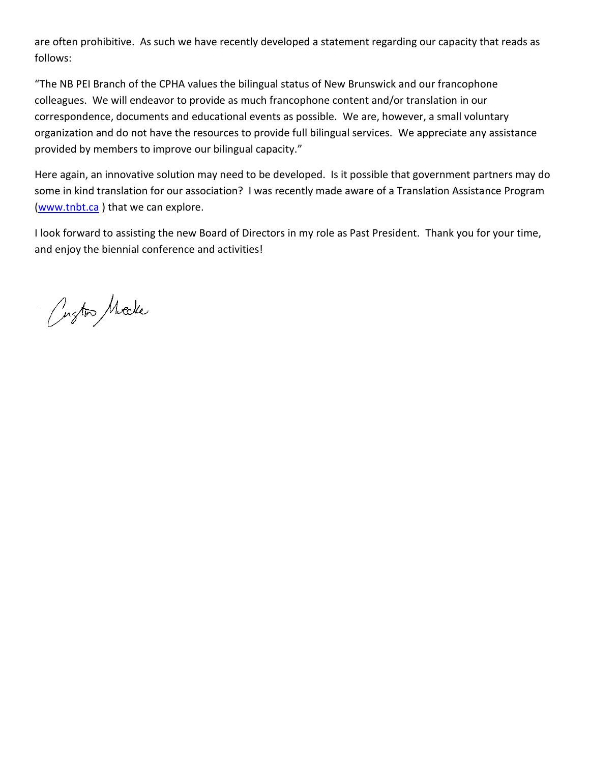are often prohibitive. As such we have recently developed a statement regarding our capacity that reads as follows:

"The NB PEI Branch of the CPHA values the bilingual status of New Brunswick and our francophone colleagues. We will endeavor to provide as much francophone content and/or translation in our correspondence, documents and educational events as possible. We are, however, a small voluntary organization and do not have the resources to provide full bilingual services. We appreciate any assistance provided by members to improve our bilingual capacity."

Here again, an innovative solution may need to be developed. Is it possible that government partners may do some in kind translation for our association? I was recently made aware of a Translation Assistance Program ([www.tnbt.ca](www.tnbt.ca) ) that we can explore.

I look forward to assisting the new Board of Directors in my role as Past President. Thank you for your time, and enjoy the biennial conference and activities!